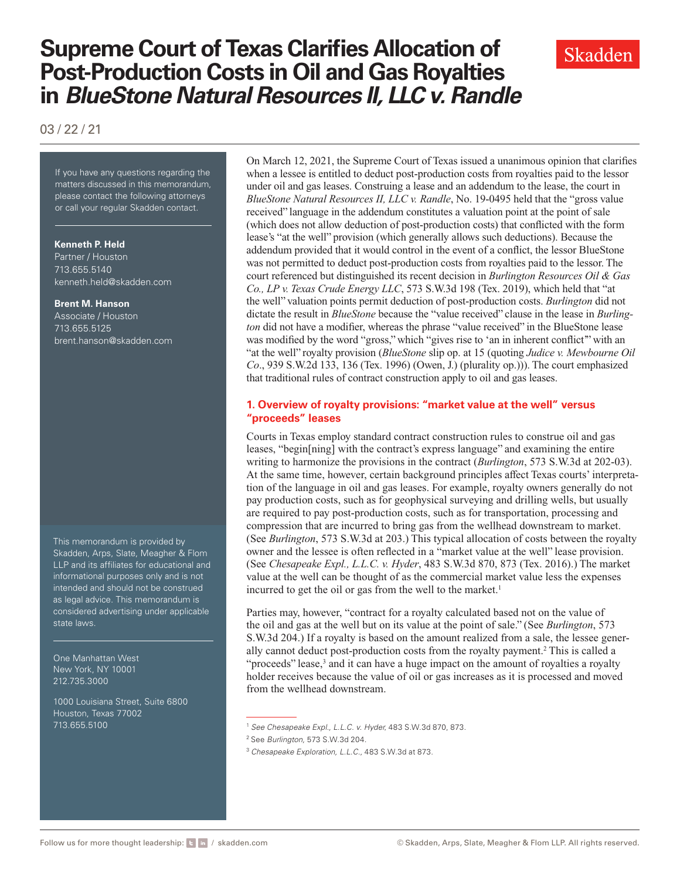# Supreme Court of Texas Clarifies Allocation of Post-Production Costs in Oil and Gas Royalties in *BlueStone Natural Resources II, LLC v. Randle*

Skadden

03 / 22 / 21

If you have any questions regarding the matters discussed in this memorandum, please contact the following attorneys or call your regular Skadden contact.

**Kenneth P. Held**
Partner / Houston
713.655.5140
kenneth.held@skadden.com

**Brent M. Hanson**
Associate / Houston
713.655.5125
brent.hanson@skadden.com

This memorandum is provided by Skadden, Arps, Slate, Meagher & Flom LLP and its affiliates for educational and informational purposes only and is not intended and should not be construed as legal advice. This memorandum is considered advertising under applicable state laws.

One Manhattan West
New York, NY 10001
212.735.3000

1000 Louisiana Street, Suite 6800
Houston, Texas 77002
713.655.5100

On March 12, 2021, the Supreme Court of Texas issued a unanimous opinion that clarifies when a lessee is entitled to deduct post-production costs from royalties paid to the lessor under oil and gas leases. Construing a lease and an addendum to the lease, the court in *BlueStone Natural Resources II, LLC v. Randle*, No. 19-0495 held that the "gross value received" language in the addendum constitutes a valuation point at the point of sale (which does not allow deduction of post-production costs) that conflicted with the form lease's "at the well" provision (which generally allows such deductions). Because the addendum provided that it would control in the event of a conflict, the lessor BlueStone was not permitted to deduct post-production costs from royalties paid to the lessor. The court referenced but distinguished its recent decision in *Burlington Resources Oil & Gas Co., LP v. Texas Crude Energy LLC*, 573 S.W.3d 198 (Tex. 2019), which held that "at the well" valuation points permit deduction of post-production costs. *Burlington* did not dictate the result in *BlueStone* because the "value received" clause in the lease in *Burlington* did not have a modifier, whereas the phrase "value received" in the BlueStone lease was modified by the word "gross," which "gives rise to 'an in inherent conflict'" with an "at the well" royalty provision (*BlueStone* slip op. at 15 (quoting *Judice v. Mewbourne Oil Co*., 939 S.W.2d 133, 136 (Tex. 1996) (Owen, J.) (plurality op.))). The court emphasized that traditional rules of contract construction apply to oil and gas leases.

## 1. Overview of royalty provisions: "market value at the well" versus "proceeds" leases

Courts in Texas employ standard contract construction rules to construe oil and gas leases, "begin[ning] with the contract's express language" and examining the entire writing to harmonize the provisions in the contract (*Burlington*, 573 S.W.3d at 202-03). At the same time, however, certain background principles affect Texas courts' interpretation of the language in oil and gas leases. For example, royalty owners generally do not pay production costs, such as for geophysical surveying and drilling wells, but usually are required to pay post-production costs, such as for transportation, processing and compression that are incurred to bring gas from the wellhead downstream to market. (See *Burlington*, 573 S.W.3d at 203.) This typical allocation of costs between the royalty owner and the lessee is often reflected in a "market value at the well" lease provision. (See *Chesapeake Expl., L.L.C. v. Hyder*, 483 S.W.3d 870, 873 (Tex. 2016).) The market value at the well can be thought of as the commercial market value less the expenses incurred to get the oil or gas from the well to the market.[1]

Parties may, however, "contract for a royalty calculated based not on the value of the oil and gas at the well but on its value at the point of sale." (See *Burlington*, 573 S.W.3d 204.) If a royalty is based on the amount realized from a sale, the lessee generally cannot deduct post-production costs from the royalty payment.[2] This is called a "proceeds" lease,[3] and it can have a huge impact on the amount of royalties a royalty holder receives because the value of oil or gas increases as it is processed and moved from the wellhead downstream.

[1] *See Chesapeake Expl., L.L.C. v. Hyder,* 483 S.W.3d 870, 873.

[2] See *Burlington,* 573 S.W.3d 204.

[3] *Chesapeake Exploration, L.L.C.,* 483 S.W.3d at 873.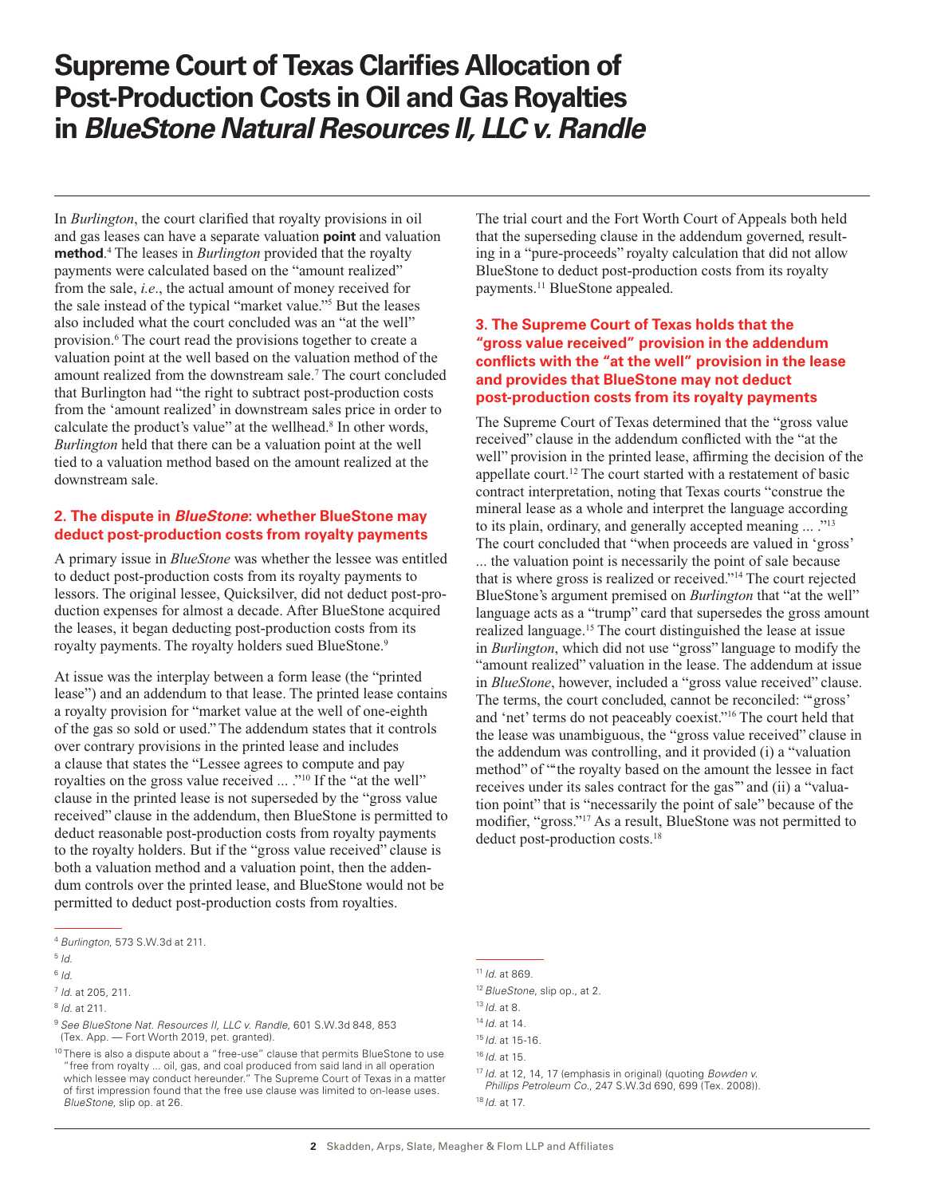# Supreme Court of Texas Clarifies Allocation of Post-Production Costs in Oil and Gas Royalties in *BlueStone Natural Resources II, LLC v. Randle*

In *Burlington*, the court clarified that royalty provisions in oil and gas leases can have a separate valuation **point** and valuation **method**.[4] The leases in *Burlington* provided that the royalty payments were calculated based on the "amount realized" from the sale, *i.e*., the actual amount of money received for the sale instead of the typical "market value."[5] But the leases also included what the court concluded was an "at the well" provision.[6] The court read the provisions together to create a valuation point at the well based on the valuation method of the amount realized from the downstream sale.[7] The court concluded that Burlington had "the right to subtract post-production costs from the 'amount realized' in downstream sales price in order to calculate the product's value" at the wellhead.[8] In other words, *Burlington* held that there can be a valuation point at the well tied to a valuation method based on the amount realized at the downstream sale.

## 2. The dispute in *BlueStone*: whether BlueStone may deduct post-production costs from royalty payments

A primary issue in *BlueStone* was whether the lessee was entitled to deduct post-production costs from its royalty payments to lessors. The original lessee, Quicksilver, did not deduct post-production expenses for almost a decade. After BlueStone acquired the leases, it began deducting post-production costs from its royalty payments. The royalty holders sued BlueStone.[9]

At issue was the interplay between a form lease (the "printed lease") and an addendum to that lease. The printed lease contains a royalty provision for "market value at the well of one-eighth of the gas so sold or used." The addendum states that it controls over contrary provisions in the printed lease and includes a clause that states the "Lessee agrees to compute and pay royalties on the gross value received ... ."[10] If the "at the well" clause in the printed lease is not superseded by the "gross value received" clause in the addendum, then BlueStone is permitted to deduct reasonable post-production costs from royalty payments to the royalty holders. But if the "gross value received" clause is both a valuation method and a valuation point, then the addendum controls over the printed lease, and BlueStone would not be permitted to deduct post-production costs from royalties.

The trial court and the Fort Worth Court of Appeals both held that the superseding clause in the addendum governed, resulting in a "pure-proceeds" royalty calculation that did not allow BlueStone to deduct post-production costs from its royalty payments.[11] BlueStone appealed.

## 3. The Supreme Court of Texas holds that the "gross value received" provision in the addendum conflicts with the "at the well" provision in the lease and provides that BlueStone may not deduct post-production costs from its royalty payments

The Supreme Court of Texas determined that the "gross value received" clause in the addendum conflicted with the "at the well" provision in the printed lease, affirming the decision of the appellate court.[12] The court started with a restatement of basic contract interpretation, noting that Texas courts "construe the mineral lease as a whole and interpret the language according to its plain, ordinary, and generally accepted meaning ... ."[13] The court concluded that "when proceeds are valued in 'gross' ... the valuation point is necessarily the point of sale because that is where gross is realized or received."[14] The court rejected BlueStone's argument premised on *Burlington* that "at the well" language acts as a "trump" card that supersedes the gross amount realized language.[15] The court distinguished the lease at issue in *Burlington*, which did not use "gross" language to modify the "amount realized" valuation in the lease. The addendum at issue in *BlueStone*, however, included a "gross value received" clause. The terms, the court concluded, cannot be reconciled: "'gross' and 'net' terms do not peaceably coexist."[16] The court held that the lease was unambiguous, the "gross value received" clause in the addendum was controlling, and it provided (i) a "valuation method" of "'the royalty based on the amount the lessee in fact receives under its sales contract for the gas'" and (ii) a "valuation point" that is "necessarily the point of sale" because of the modifier, "gross."[17] As a result, BlueStone was not permitted to deduct post-production costs.[18]

---

[4] *Burlington*, 573 S.W.3d at 211.

[5] *Id.*

[6] *Id.*

[7] *Id.* at 205, 211.

[8] *Id.* at 211.

[9] *See BlueStone Nat. Resources II, LLC v. Randle*, 601 S.W.3d 848, 853 (Tex. App. — Fort Worth 2019, pet. granted).

[10] There is also a dispute about a "free-use" clause that permits BlueStone to use "free from royalty ... oil, gas, and coal produced from said land in all operation which lessee may conduct hereunder." The Supreme Court of Texas in a matter of first impression found that the free use clause was limited to on-lease uses. *BlueStone*, slip op. at 26.

[11] *Id.* at 869.

[12] *BlueStone*, slip op., at 2.

[13] *Id.* at 8.

[14] *Id.* at 14.

[15] *Id.* at 15-16.

[16] *Id.* at 15.

[17] *Id.* at 12, 14, 17 (emphasis in original) (quoting *Bowden v. Phillips Petroleum Co.*, 247 S.W.3d 690, 699 (Tex. 2008)).

[18] *Id.* at 17.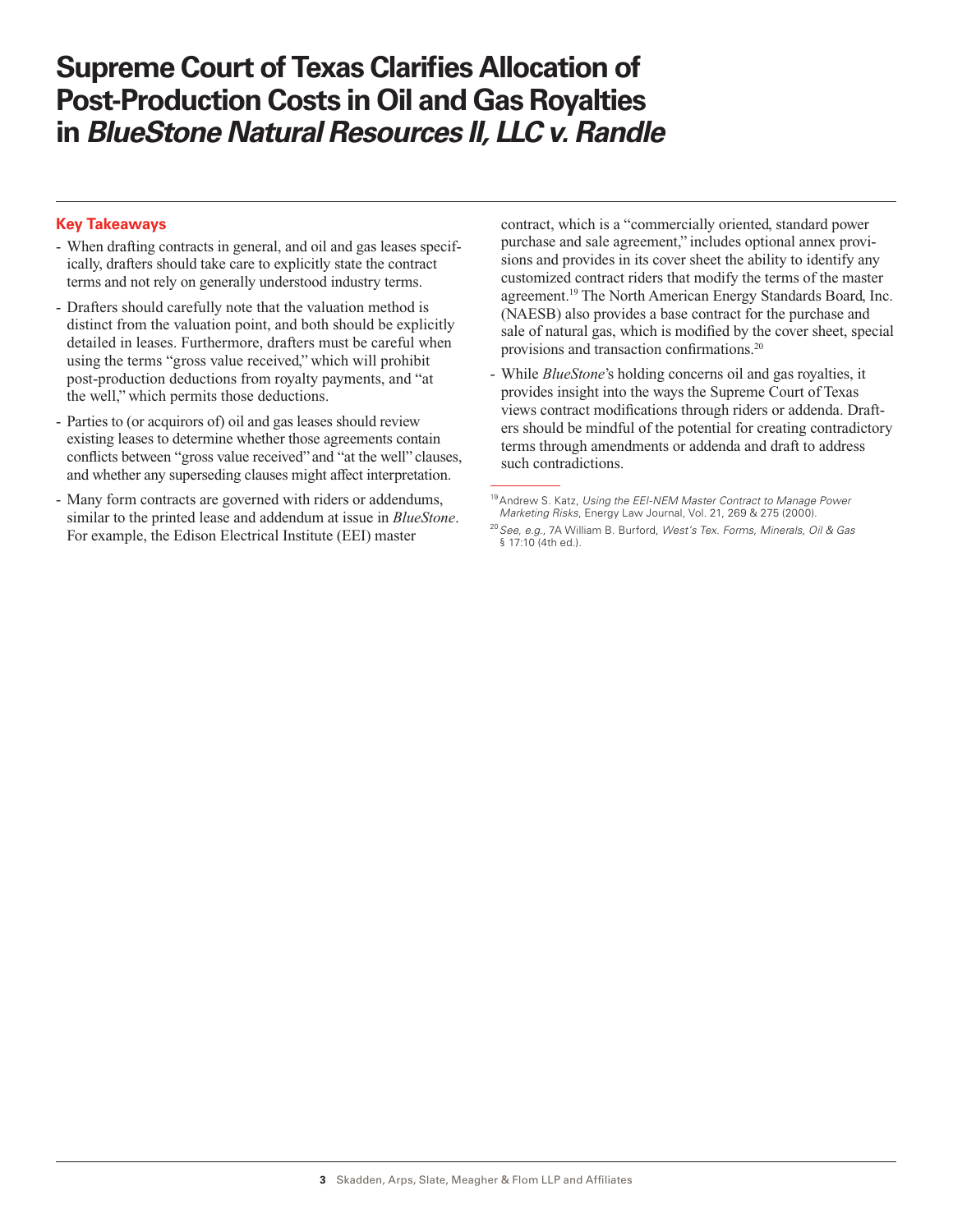# Supreme Court of Texas Clarifies Allocation of Post-Production Costs in Oil and Gas Royalties in *BlueStone Natural Resources II, LLC v. Randle*

## Key Takeaways

- When drafting contracts in general, and oil and gas leases specifically, drafters should take care to explicitly state the contract terms and not rely on generally understood industry terms.
- Drafters should carefully note that the valuation method is distinct from the valuation point, and both should be explicitly detailed in leases. Furthermore, drafters must be careful when using the terms "gross value received," which will prohibit post-production deductions from royalty payments, and "at the well," which permits those deductions.
- Parties to (or acquirors of) oil and gas leases should review existing leases to determine whether those agreements contain conflicts between "gross value received" and "at the well" clauses, and whether any superseding clauses might affect interpretation.
- Many form contracts are governed with riders or addendums, similar to the printed lease and addendum at issue in *BlueStone*. For example, the Edison Electrical Institute (EEI) master contract, which is a "commercially oriented, standard power purchase and sale agreement," includes optional annex provisions and provides in its cover sheet the ability to identify any customized contract riders that modify the terms of the master agreement.[19] The North American Energy Standards Board, Inc. (NAESB) also provides a base contract for the purchase and sale of natural gas, which is modified by the cover sheet, special provisions and transaction confirmations.[20]
- While *BlueStone*'s holding concerns oil and gas royalties, it provides insight into the ways the Supreme Court of Texas views contract modifications through riders or addenda. Drafters should be mindful of the potential for creating contradictory terms through amendments or addenda and draft to address such contradictions.

---

[19] Andrew S. Katz, *Using the EEI-NEM Master Contract to Manage Power Marketing Risks*, Energy Law Journal, Vol. 21, 269 & 275 (2000).

[20] *See, e.g.*, 7A William B. Burford, *West's Tex. Forms, Minerals, Oil & Gas* § 17:10 (4th ed.).